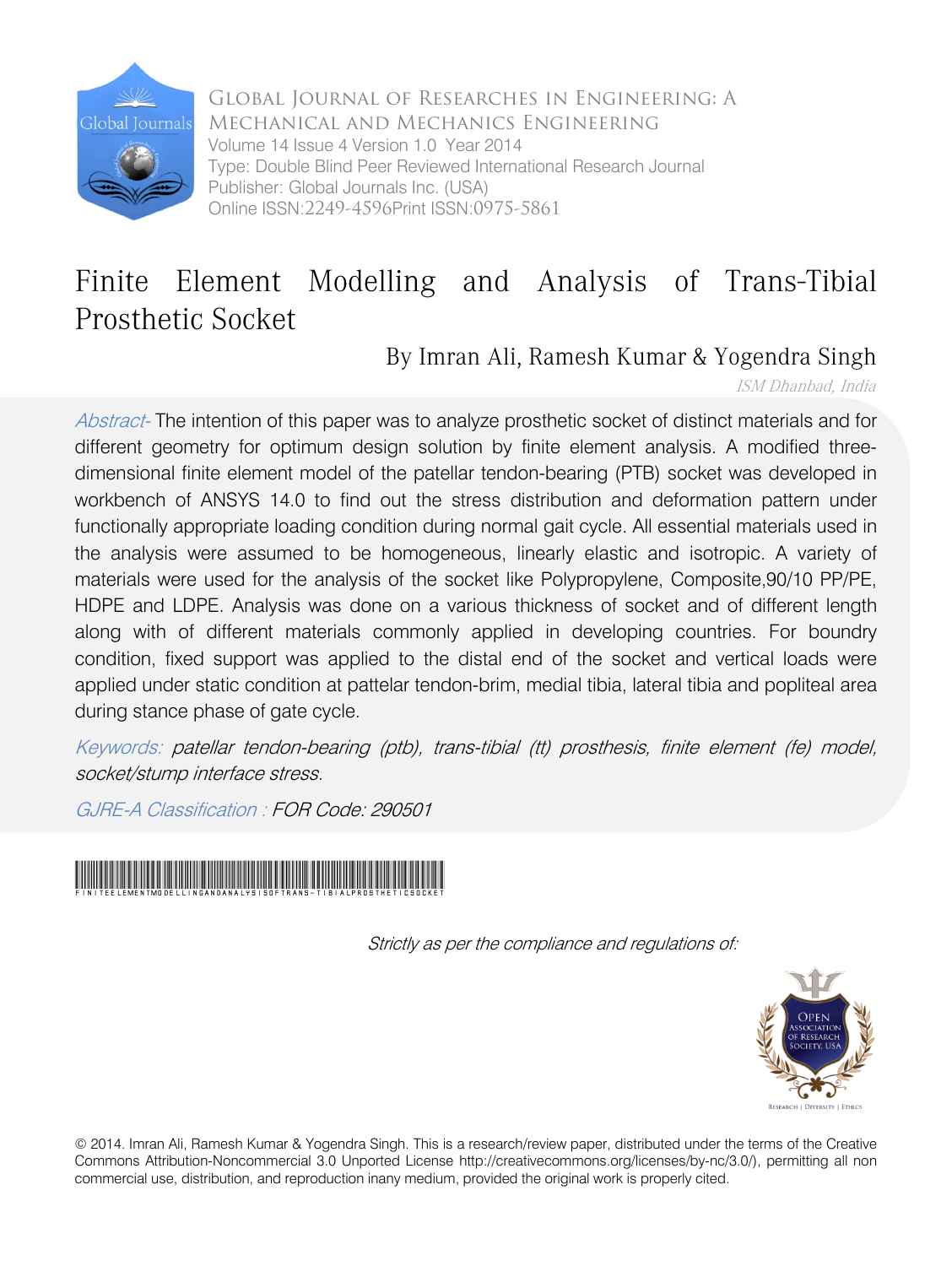Global Journal of Researches in Engineering: A Mechanical and Mechanics Engineering
Volume 14 Issue 4 Version 1.0 Year 2014
Type: Double Blind Peer Reviewed International Research Journal
Publisher: Global Journals Inc. (USA)
Online ISSN:2249-4596Print ISSN:0975-5861

# Finite Element Modelling and Analysis of Trans-Tibial Prosthetic Socket

By Imran Ali, Ramesh Kumar & Yogendra Singh

*ISM Dhanbad, India*

*Abstract-* The intention of this paper was to analyze prosthetic socket of distinct materials and for different geometry for optimum design solution by finite element analysis. A modified three-dimensional finite element model of the patellar tendon-bearing (PTB) socket was developed in workbench of ANSYS 14.0 to find out the stress distribution and deformation pattern under functionally appropriate loading condition during normal gait cycle. All essential materials used in the analysis were assumed to be homogeneous, linearly elastic and isotropic. A variety of materials were used for the analysis of the socket like Polypropylene, Composite,90/10 PP/PE, HDPE and LDPE. Analysis was done on a various thickness of socket and of different length along with of different materials commonly applied in developing countries. For boundry condition, fixed support was applied to the distal end of the socket and vertical loads were applied under static condition at pattelar tendon-brim, medial tibia, lateral tibia and popliteal area during stance phase of gate cycle.

*Keywords: patellar tendon-bearing (ptb), trans-tibial (tt) prosthesis, finite element (fe) model, socket/stump interface stress.*

*GJRE-A Classification : FOR Code: 290501*

FiniteElementModellingandAnalysisofTrans-TibialProstheticSocket

*Strictly as per the compliance and regulations of:*

© 2014. Imran Ali, Ramesh Kumar & Yogendra Singh. This is a research/review paper, distributed under the terms of the Creative Commons Attribution-Noncommercial 3.0 Unported License http://creativecommons.org/licenses/by-nc/3.0/), permitting all non commercial use, distribution, and reproduction inany medium, provided the original work is properly cited.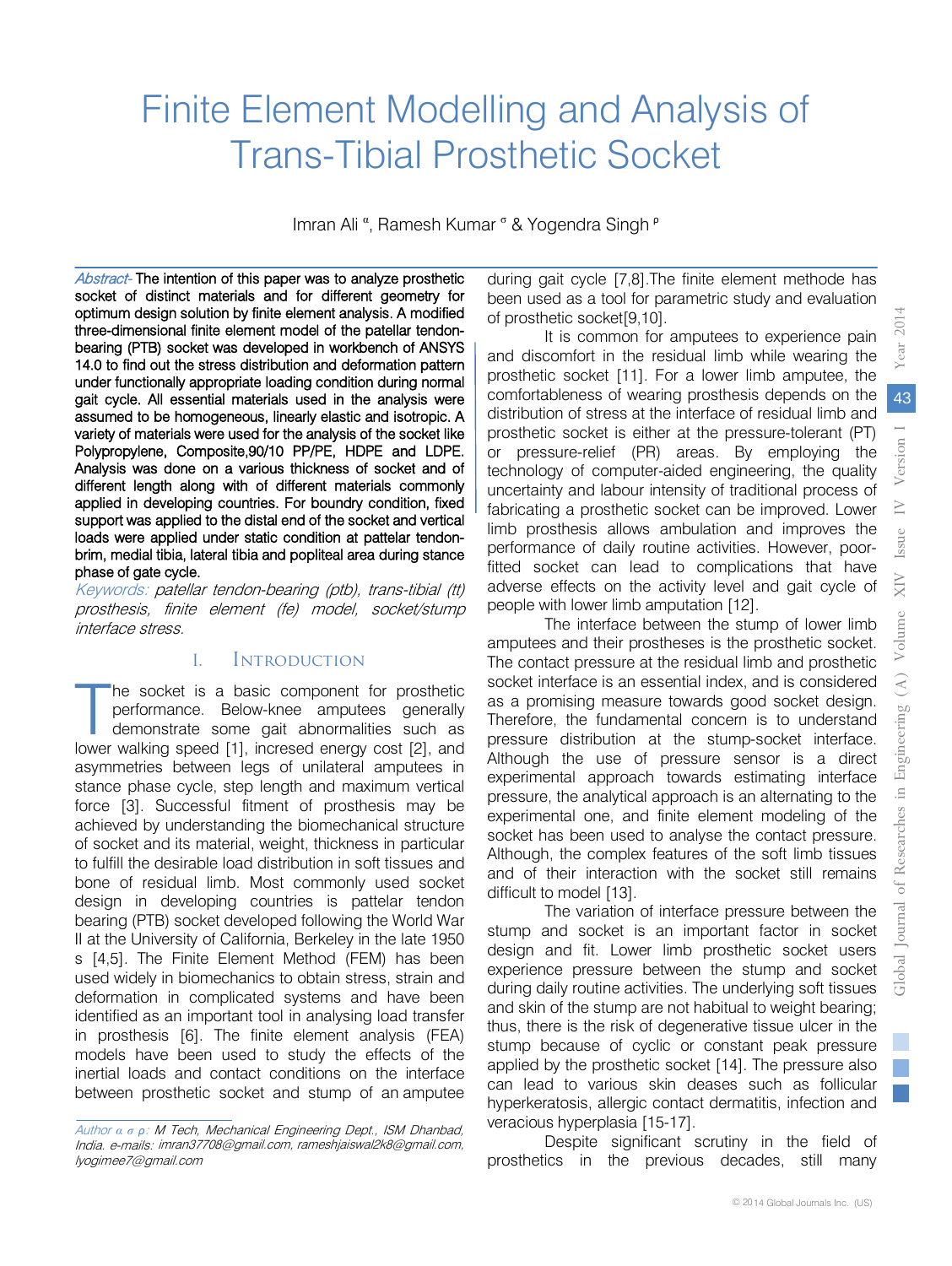# Finite Element Modelling and Analysis of Trans-Tibial Prosthetic Socket

Imran Ali [α], Ramesh Kumar [σ] & Yogendra Singh [ρ]

***Abstract-*** **The intention of this paper was to analyze prosthetic socket of distinct materials and for different geometry for optimum design solution by finite element analysis. A modified three-dimensional finite element model of the patellar tendon-bearing (PTB) socket was developed in workbench of ANSYS 14.0 to find out the stress distribution and deformation pattern under functionally appropriate loading condition during normal gait cycle. All essential materials used in the analysis were assumed to be homogeneous, linearly elastic and isotropic. A variety of materials were used for the analysis of the socket like Polypropylene, Composite,90/10 PP/PE, HDPE and LDPE. Analysis was done on a various thickness of socket and of different length along with of different materials commonly applied in developing countries. For boundry condition, fixed support was applied to the distal end of the socket and vertical loads were applied under static condition at pattelar tendon-brim, medial tibia, lateral tibia and popliteal area during stance phase of gate cycle.**

***Keywords:*** *patellar tendon-bearing (ptb), trans-tibial (tt) prosthesis, finite element (fe) model, socket/stump interface stress.*

## I. Introduction

The socket is a basic component for prosthetic performance. Below-knee amputees generally demonstrate some gait abnormalities such as lower walking speed [1], incresed energy cost [2], and asymmetries between legs of unilateral amputees in stance phase cycle, step length and maximum vertical force [3]. Successful fitment of prosthesis may be achieved by understanding the biomechanical structure of socket and its material, weight, thickness in particular to fulfill the desirable load distribution in soft tissues and bone of residual limb. Most commonly used socket design in developing countries is pattelar tendon bearing (PTB) socket developed following the World War II at the University of California, Berkeley in the late 1950 s [4,5]. The Finite Element Method (FEM) has been used widely in biomechanics to obtain stress, strain and deformation in complicated systems and have been identified as an important tool in analysing load transfer in prosthesis [6]. The finite element analysis (FEA) models have been used to study the effects of the inertial loads and contact conditions on the interface between prosthetic socket and stump of an amputee during gait cycle [7,8].The finite element methode has been used as a tool for parametric study and evaluation of prosthetic socket[9,10].

It is common for amputees to experience pain and discomfort in the residual limb while wearing the prosthetic socket [11]. For a lower limb amputee, the comfortableness of wearing prosthesis depends on the distribution of stress at the interface of residual limb and prosthetic socket is either at the pressure-tolerant (PT) or pressure-relief (PR) areas. By employing the technology of computer-aided engineering, the quality uncertainty and labour intensity of traditional process of fabricating a prosthetic socket can be improved. Lower limb prosthesis allows ambulation and improves the performance of daily routine activities. However, poor-fitted socket can lead to complications that have adverse effects on the activity level and gait cycle of people with lower limb amputation [12].

The interface between the stump of lower limb amputees and their prostheses is the prosthetic socket. The contact pressure at the residual limb and prosthetic socket interface is an essential index, and is considered as a promising measure towards good socket design. Therefore, the fundamental concern is to understand pressure distribution at the stump-socket interface. Although the use of pressure sensor is a direct experimental approach towards estimating interface pressure, the analytical approach is an alternating to the experimental one, and finite element modeling of the socket has been used to analyse the contact pressure. Although, the complex features of the soft limb tissues and of their interaction with the socket still remains difficult to model [13].

The variation of interface pressure between the stump and socket is an important factor in socket design and fit. Lower limb prosthetic socket users experience pressure between the stump and socket during daily routine activities. The underlying soft tissues and skin of the stump are not habitual to weight bearing; thus, there is the risk of degenerative tissue ulcer in the stump because of cyclic or constant peak pressure applied by the prosthetic socket [14]. The pressure also can lead to various skin deases such as follicular hyperkeratosis, allergic contact dermatitis, infection and veracious hyperplasia [15-17].

Despite significant scrutiny in the field of prosthetics in the previous decades, still many

*Author α σ ρ: M Tech, Mechanical Engineering Dept., ISM Dhanbad, India. e-mails: imran37708@gmail.com, rameshjaiswal2k8@gmail.com, lyogimee7@gmail.com*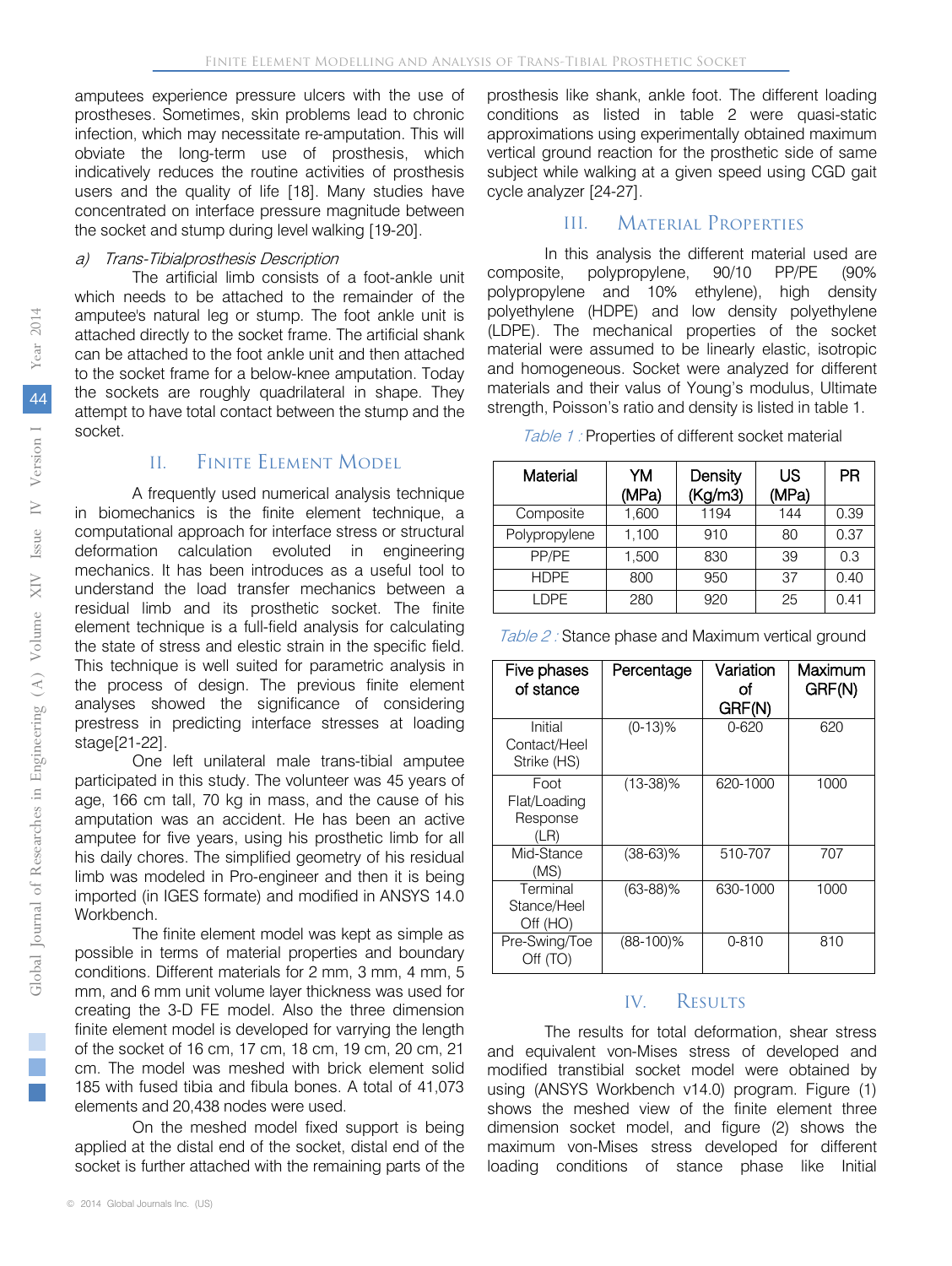amputees experience pressure ulcers with the use of prostheses. Sometimes, skin problems lead to chronic infection, which may necessitate re-amputation. This will obviate the long-term use of prosthesis, which indicatively reduces the routine activities of prosthesis users and the quality of life [18]. Many studies have concentrated on interface pressure magnitude between the socket and stump during level walking [19-20].

*a) Trans-Tibialprosthesis Description*

The artificial limb consists of a foot-ankle unit which needs to be attached to the remainder of the amputee's natural leg or stump. The foot ankle unit is attached directly to the socket frame. The artificial shank can be attached to the foot ankle unit and then attached to the socket frame for a below-knee amputation. Today the sockets are roughly quadrilateral in shape. They attempt to have total contact between the stump and the socket.

## II. Finite Element Model

A frequently used numerical analysis technique in biomechanics is the finite element technique, a computational approach for interface stress or structural deformation calculation evoluted in engineering mechanics. It has been introduces as a useful tool to understand the load transfer mechanics between a residual limb and its prosthetic socket. The finite element technique is a full-field analysis for calculating the state of stress and elestic strain in the specific field. This technique is well suited for parametric analysis in the process of design. The previous finite element analyses showed the significance of considering prestress in predicting interface stresses at loading stage[21-22].

One left unilateral male trans-tibial amputee participated in this study. The volunteer was 45 years of age, 166 cm tall, 70 kg in mass, and the cause of his amputation was an accident. He has been an active amputee for five years, using his prosthetic limb for all his daily chores. The simplified geometry of his residual limb was modeled in Pro-engineer and then it is being imported (in IGES formate) and modified in ANSYS 14.0 Workbench.

The finite element model was kept as simple as possible in terms of material properties and boundary conditions. Different materials for 2 mm, 3 mm, 4 mm, 5 mm, and 6 mm unit volume layer thickness was used for creating the 3-D FE model. Also the three dimension finite element model is developed for varrying the length of the socket of 16 cm, 17 cm, 18 cm, 19 cm, 20 cm, 21 cm. The model was meshed with brick element solid 185 with fused tibia and fibula bones. A total of 41,073 elements and 20,438 nodes were used.

On the meshed model fixed support is being applied at the distal end of the socket, distal end of the socket is further attached with the remaining parts of the prosthesis like shank, ankle foot. The different loading conditions as listed in table 2 were quasi-static approximations using experimentally obtained maximum vertical ground reaction for the prosthetic side of same subject while walking at a given speed using CGD gait cycle analyzer [24-27].

## III. Material Properties

In this analysis the different material used are composite, polypropylene, 90/10 PP/PE (90% polypropylene and 10% ethylene), high density polyethylene (HDPE) and low density polyethylene (LDPE). The mechanical properties of the socket material were assumed to be linearly elastic, isotropic and homogeneous. Socket were analyzed for different materials and their valus of Young's modulus, Ultimate strength, Poisson's ratio and density is listed in table 1.

*Table 1 :* Properties of different socket material

| Material | YM (MPa) | Density (Kg/m3) | US (MPa) | PR |
|---|---|---|---|---|
| Composite | 1,600 | 1194 | 144 | 0.39 |
| Polypropylene | 1,100 | 910 | 80 | 0.37 |
| PP/PE | 1,500 | 830 | 39 | 0.3 |
| HDPE | 800 | 950 | 37 | 0.40 |
| LDPE | 280 | 920 | 25 | 0.41 |

*Table 2 :* Stance phase and Maximum vertical ground

| Five phases of stance | Percentage | Variation of GRF(N) | Maximum GRF(N) |
|---|---|---|---|
| Initial Contact/Heel Strike (HS) | (0-13)% | 0-620 | 620 |
| Foot Flat/Loading Response (LR) | (13-38)% | 620-1000 | 1000 |
| Mid-Stance (MS) | (38-63)% | 510-707 | 707 |
| Terminal Stance/Heel Off (HO) | (63-88)% | 630-1000 | 1000 |
| Pre-Swing/Toe Off (TO) | (88-100)% | 0-810 | 810 |

## IV. Results

The results for total deformation, shear stress and equivalent von-Mises stress of developed and modified transtibial socket model were obtained by using (ANSYS Workbench v14.0) program. Figure (1) shows the meshed view of the finite element three dimension socket model, and figure (2) shows the maximum von-Mises stress developed for different loading conditions of stance phase like Initial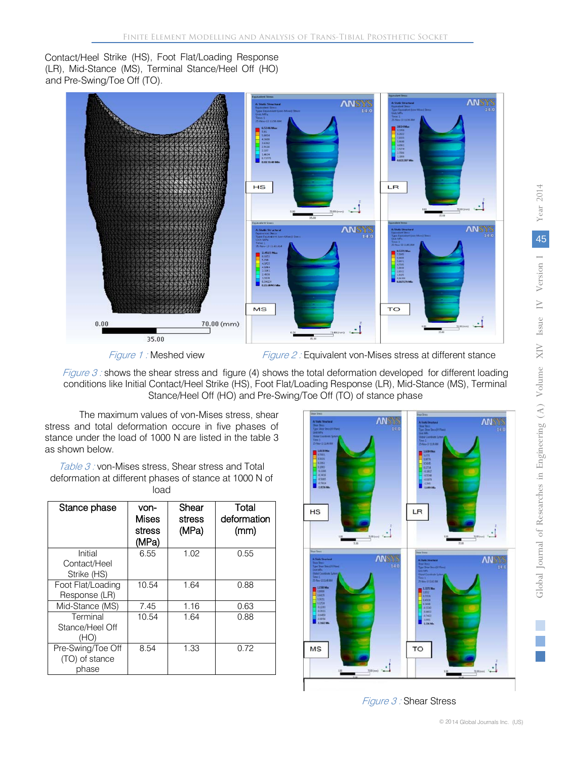Contact/Heel Strike (HS), Foot Flat/Loading Response (LR), Mid-Stance (MS), Terminal Stance/Heel Off (HO) and Pre-Swing/Toe Off (TO).

*Figure 1 :* Meshed view

*Figure 2 :* Equivalent von-Mises stress at different stance

*Figure 3 :* shows the shear stress and figure (4) shows the total deformation developed for different loading conditions like Initial Contact/Heel Strike (HS), Foot Flat/Loading Response (LR), Mid-Stance (MS), Terminal Stance/Heel Off (HO) and Pre-Swing/Toe Off (TO) of stance phase

The maximum values of von-Mises stress, shear stress and total deformation occure in five phases of stance under the load of 1000 N are listed in the table 3 as shown below.

*Table 3 :* von-Mises stress, Shear stress and Total deformation at different phases of stance at 1000 N of load

| Stance phase | von-Mises stress (MPa) | Shear stress (MPa) | Total deformation (mm) |
|---|---|---|---|
| Initial Contact/Heel Strike (HS) | 6.55 | 1.02 | 0.55 |
| Foot Flat/Loading Response (LR) | 10.54 | 1.64 | 0.88 |
| Mid-Stance (MS) | 7.45 | 1.16 | 0.63 |
| Terminal Stance/Heel Off (HO) | 10.54 | 1.64 | 0.88 |
| Pre-Swing/Toe Off (TO) of stance phase | 8.54 | 1.33 | 0.72 |

*Figure 3 :* Shear Stress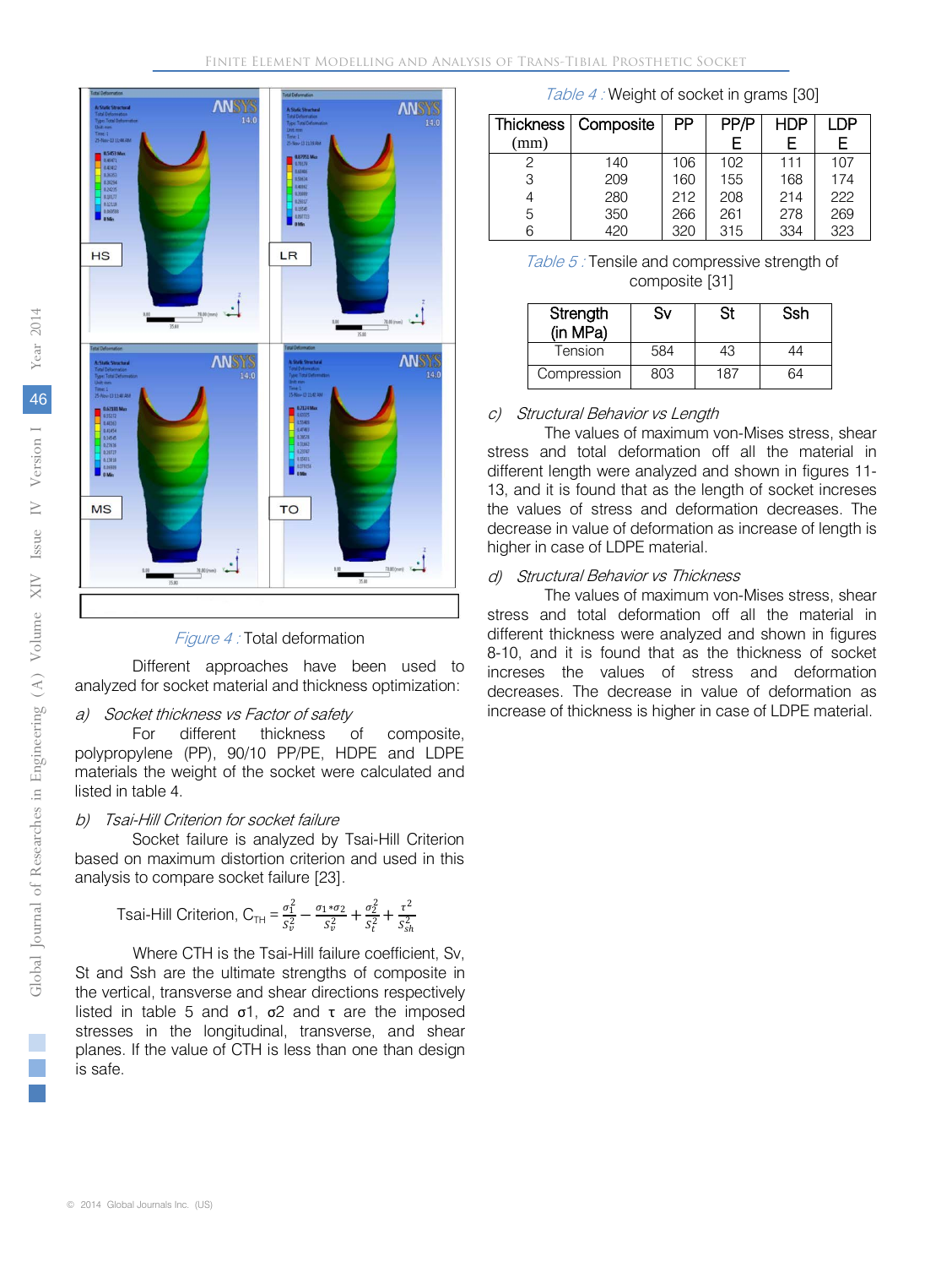Figure 4 : Total deformation

Different approaches have been used to analyzed for socket material and thickness optimization:

*a) Socket thickness vs Factor of safety*

For different thickness of composite, polypropylene (PP), 90/10 PP/PE, HDPE and LDPE materials the weight of the socket were calculated and listed in table 4.

*b) Tsai-Hill Criterion for socket failure*

Socket failure is analyzed by Tsai-Hill Criterion based on maximum distortion criterion and used in this analysis to compare socket failure [23].

$$\text{Tsai-Hill Criterion, } C_{TH} = \frac{\sigma_1^2}{S_v^2} - \frac{\sigma_1 * \sigma_2}{S_v^2} + \frac{\sigma_2^2}{S_t^2} + \frac{\tau^2}{S_{sh}^2}$$

Where CTH is the Tsai-Hill failure coefficient, Sv, St and Ssh are the ultimate strengths of composite in the vertical, transverse and shear directions respectively listed in table 5 and σ1, σ2 and τ are the imposed stresses in the longitudinal, transverse, and shear planes. If the value of CTH is less than one than design is safe.

Table 4 : Weight of socket in grams [30]

| Thickness (mm) | Composite | PP | PP/PE | HDPE | LDPE |
|---|---|---|---|---|---|
| 2 | 140 | 106 | 102 | 111 | 107 |
| 3 | 209 | 160 | 155 | 168 | 174 |
| 4 | 280 | 212 | 208 | 214 | 222 |
| 5 | 350 | 266 | 261 | 278 | 269 |
| 6 | 420 | 320 | 315 | 334 | 323 |

Table 5 : Tensile and compressive strength of composite [31]

| Strength (in MPa) | Sv | St | Ssh |
|---|---|---|---|
| Tension | 584 | 43 | 44 |
| Compression | 803 | 187 | 64 |

*c) Structural Behavior vs Length*

The values of maximum von-Mises stress, shear stress and total deformation off all the material in different length were analyzed and shown in figures 11-13, and it is found that as the length of socket increses the values of stress and deformation decreases. The decrease in value of deformation as increase of length is higher in case of LDPE material.

*d) Structural Behavior vs Thickness*

The values of maximum von-Mises stress, shear stress and total deformation off all the material in different thickness were analyzed and shown in figures 8-10, and it is found that as the thickness of socket increses the values of stress and deformation decreases. The decrease in value of deformation as increase of thickness is higher in case of LDPE material.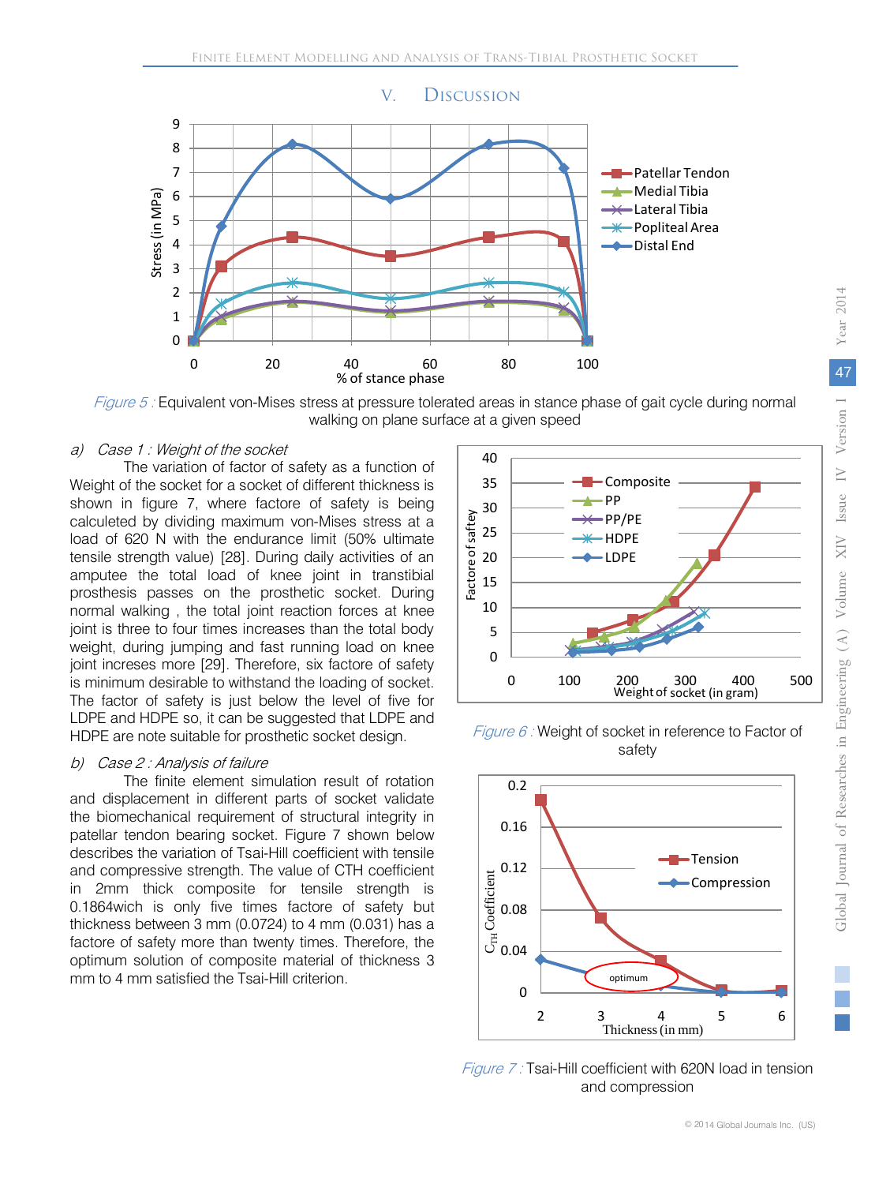## V. Discussion

*Figure 5 :* Equivalent von-Mises stress at pressure tolerated areas in stance phase of gait cycle during normal walking on plane surface at a given speed

### a) *Case 1 : Weight of the socket*

The variation of factor of safety as a function of Weight of the socket for a socket of different thickness is shown in figure 7, where factore of safety is being calculeted by dividing maximum von-Mises stress at a load of 620 N with the endurance limit (50% ultimate tensile strength value) [28]. During daily activities of an amputee the total load of knee joint in transtibial prosthesis passes on the prosthetic socket. During normal walking , the total joint reaction forces at knee joint is three to four times increases than the total body weight, during jumping and fast running load on knee joint increses more [29]. Therefore, six factore of safety is minimum desirable to withstand the loading of socket. The factor of safety is just below the level of five for LDPE and HDPE so, it can be suggested that LDPE and HDPE are note suitable for prosthetic socket design.

*Figure 6 :* Weight of socket in reference to Factor of safety

### b) *Case 2 : Analysis of failure*

The finite element simulation result of rotation and displacement in different parts of socket validate the biomechanical requirement of structural integrity in patellar tendon bearing socket. Figure 7 shown below describes the variation of Tsai-Hill coefficient with tensile and compressive strength. The value of CTH coefficient in 2mm thick composite for tensile strength is 0.1864wich is only five times factore of safety but thickness between 3 mm (0.0724) to 4 mm (0.031) has a factore of safety more than twenty times. Therefore, the optimum solution of composite material of thickness 3 mm to 4 mm satisfied the Tsai-Hill criterion.

*Figure 7 :* Tsai-Hill coefficient with 620N load in tension and compression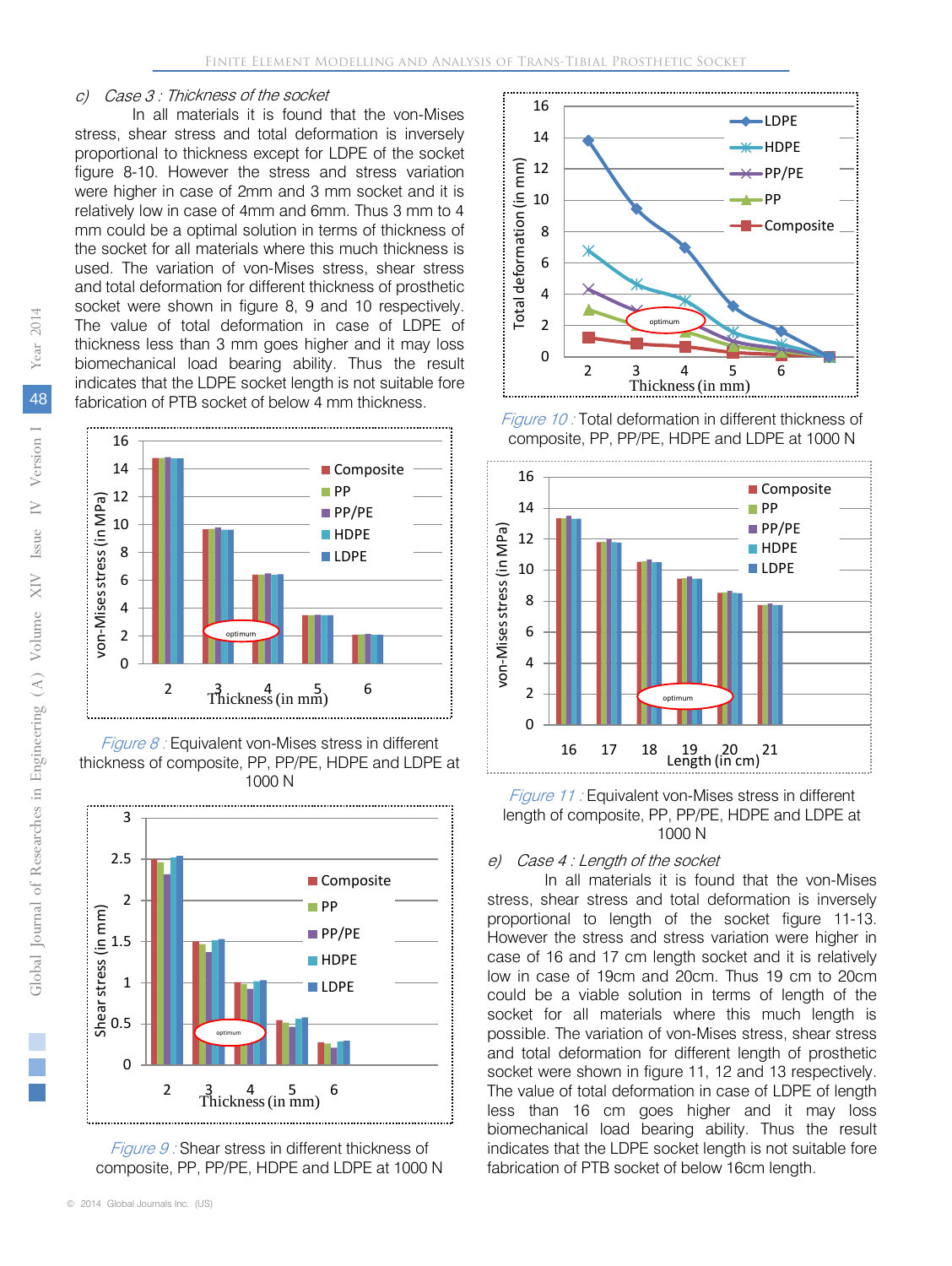*c) Case 3 : Thickness of the socket*

In all materials it is found that the von-Mises stress, shear stress and total deformation is inversely proportional to thickness except for LDPE of the socket figure 8-10. However the stress and stress variation were higher in case of 2mm and 3 mm socket and it is relatively low in case of 4mm and 6mm. Thus 3 mm to 4 mm could be a optimal solution in terms of thickness of the socket for all materials where this much thickness is used. The variation of von-Mises stress, shear stress and total deformation for different thickness of prosthetic socket were shown in figure 8, 9 and 10 respectively. The value of total deformation in case of LDPE of thickness less than 3 mm goes higher and it may loss biomechanical load bearing ability. Thus the result indicates that the LDPE socket length is not suitable fore fabrication of PTB socket of below 4 mm thickness.

*Figure 8 :* Equivalent von-Mises stress in different thickness of composite, PP, PP/PE, HDPE and LDPE at 1000 N

*Figure 9 :* Shear stress in different thickness of composite, PP, PP/PE, HDPE and LDPE at 1000 N

*Figure 10 :* Total deformation in different thickness of composite, PP, PP/PE, HDPE and LDPE at 1000 N

*Figure 11 :* Equivalent von-Mises stress in different length of composite, PP, PP/PE, HDPE and LDPE at 1000 N

*e) Case 4 : Length of the socket*

In all materials it is found that the von-Mises stress, shear stress and total deformation is inversely proportional to length of the socket figure 11-13. However the stress and stress variation were higher in case of 16 and 17 cm length socket and it is relatively low in case of 19cm and 20cm. Thus 19 cm to 20cm could be a viable solution in terms of length of the socket for all materials where this much length is possible. The variation of von-Mises stress, shear stress and total deformation for different length of prosthetic socket were shown in figure 11, 12 and 13 respectively. The value of total deformation in case of LDPE of length less than 16 cm goes higher and it may loss biomechanical load bearing ability. Thus the result indicates that the LDPE socket length is not suitable fore fabrication of PTB socket of below 16cm length.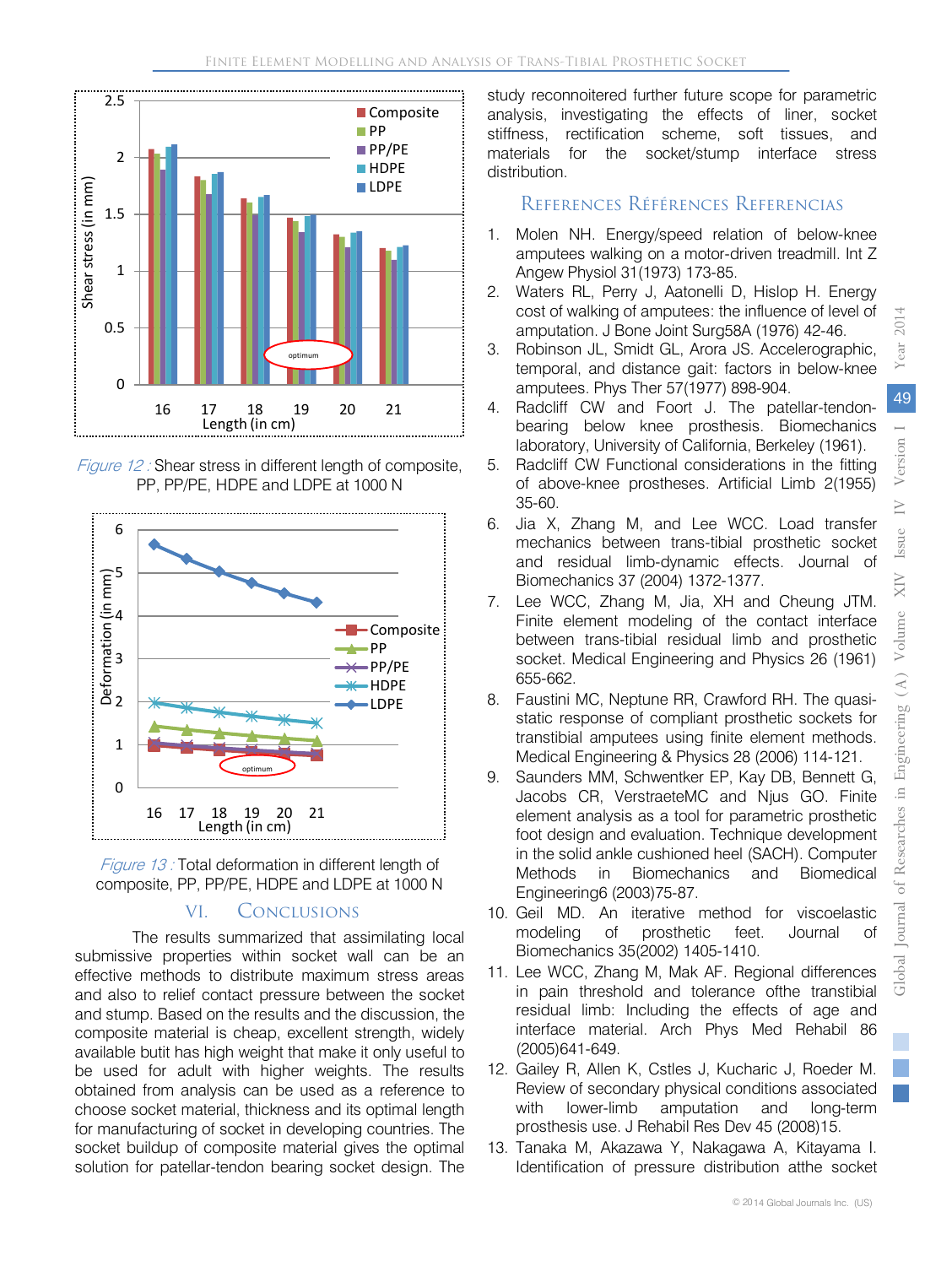Figure 12 : Shear stress in different length of composite, PP, PP/PE, HDPE and LDPE at 1000 N

Figure 13 : Total deformation in different length of composite, PP, PP/PE, HDPE and LDPE at 1000 N

## VI. Conclusions

The results summarized that assimilating local submissive properties within socket wall can be an effective methods to distribute maximum stress areas and also to relief contact pressure between the socket and stump. Based on the results and the discussion, the composite material is cheap, excellent strength, widely available butit has high weight that make it only useful to be used for adult with higher weights. The results obtained from analysis can be used as a reference to choose socket material, thickness and its optimal length for manufacturing of socket in developing countries. The socket buildup of composite material gives the optimal solution for patellar-tendon bearing socket design. The study reconnoitered further future scope for parametric analysis, investigating the effects of liner, socket stiffness, rectification scheme, soft tissues, and materials for the socket/stump interface stress distribution.

## References Références Referencias

1. Molen NH. Energy/speed relation of below-knee amputees walking on a motor-driven treadmill. Int Z Angew Physiol 31(1973) 173-85.
2. Waters RL, Perry J, Aatonelli D, Hislop H. Energy cost of walking of amputees: the influence of level of amputation. J Bone Joint Surg58A (1976) 42-46.
3. Robinson JL, Smidt GL, Arora JS. Accelerographic, temporal, and distance gait: factors in below-knee amputees. Phys Ther 57(1977) 898-904.
4. Radcliff CW and Foort J. The patellar-tendon-bearing below knee prosthesis. Biomechanics laboratory, University of California, Berkeley (1961).
5. Radcliff CW Functional considerations in the fitting of above-knee prostheses. Artificial Limb 2(1955) 35-60.
6. Jia X, Zhang M, and Lee WCC. Load transfer mechanics between trans-tibial prosthetic socket and residual limb-dynamic effects. Journal of Biomechanics 37 (2004) 1372-1377.
7. Lee WCC, Zhang M, Jia, XH and Cheung JTM. Finite element modeling of the contact interface between trans-tibial residual limb and prosthetic socket. Medical Engineering and Physics 26 (1961) 655-662.
8. Faustini MC, Neptune RR, Crawford RH. The quasi-static response of compliant prosthetic sockets for transtibial amputees using finite element methods. Medical Engineering & Physics 28 (2006) 114-121.
9. Saunders MM, Schwentker EP, Kay DB, Bennett G, Jacobs CR, VerstraeteMC and Njus GO. Finite element analysis as a tool for parametric prosthetic foot design and evaluation. Technique development in the solid ankle cushioned heel (SACH). Computer Methods in Biomechanics and Biomedical Engineering6 (2003)75-87.
10. Geil MD. An iterative method for viscoelastic modeling of prosthetic feet. Journal of Biomechanics 35(2002) 1405-1410.
11. Lee WCC, Zhang M, Mak AF. Regional differences in pain threshold and tolerance ofthe transtibial residual limb: Including the effects of age and interface material. Arch Phys Med Rehabil 86 (2005)641-649.
12. Gailey R, Allen K, Cstles J, Kucharic J, Roeder M. Review of secondary physical conditions associated with lower-limb amputation and long-term prosthesis use. J Rehabil Res Dev 45 (2008)15.
13. Tanaka M, Akazawa Y, Nakagawa A, Kitayama I. Identification of pressure distribution atthe socket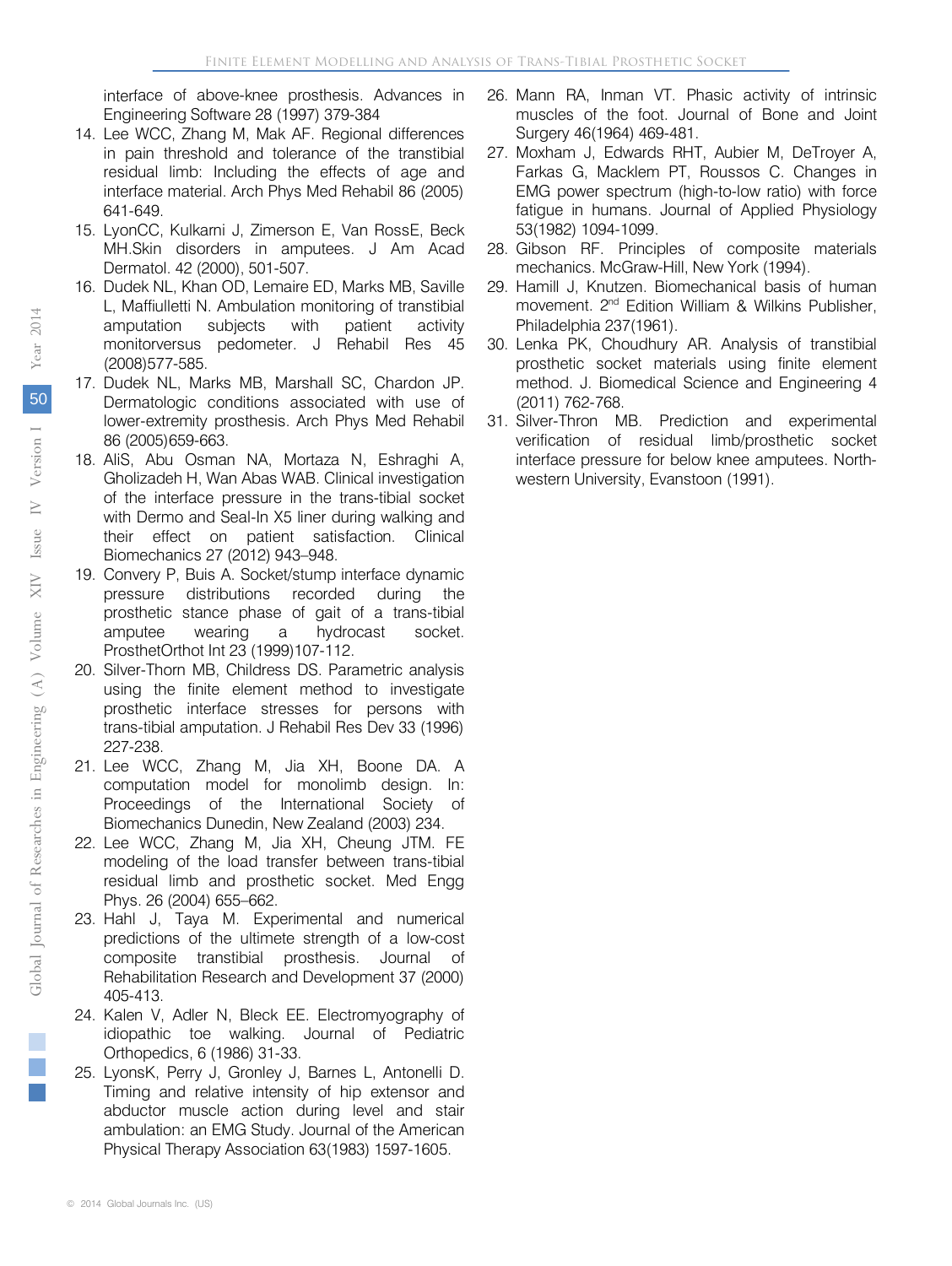interface of above-knee prosthesis. Advances in Engineering Software 28 (1997) 379-384

14. Lee WCC, Zhang M, Mak AF. Regional differences in pain threshold and tolerance of the transtibial residual limb: Including the effects of age and interface material. Arch Phys Med Rehabil 86 (2005) 641-649.
15. LyonCC, Kulkarni J, Zimerson E, Van RossE, Beck MH.Skin disorders in amputees. J Am Acad Dermatol. 42 (2000), 501-507.
16. Dudek NL, Khan OD, Lemaire ED, Marks MB, Saville L, Maffiulletti N. Ambulation monitoring of transtibial amputation subjects with patient activity monitorversus pedometer. J Rehabil Res 45 (2008)577-585.
17. Dudek NL, Marks MB, Marshall SC, Chardon JP. Dermatologic conditions associated with use of lower-extremity prosthesis. Arch Phys Med Rehabil 86 (2005)659-663.
18. AliS, Abu Osman NA, Mortaza N, Eshraghi A, Gholizadeh H, Wan Abas WAB. Clinical investigation of the interface pressure in the trans-tibial socket with Dermo and Seal-In X5 liner during walking and their effect on patient satisfaction. Clinical Biomechanics 27 (2012) 943–948.
19. Convery P, Buis A. Socket/stump interface dynamic pressure distributions recorded during the prosthetic stance phase of gait of a trans-tibial amputee wearing a hydrocast socket. ProsthetOrthot Int 23 (1999)107-112.
20. Silver-Thorn MB, Childress DS. Parametric analysis using the finite element method to investigate prosthetic interface stresses for persons with trans-tibial amputation. J Rehabil Res Dev 33 (1996) 227-238.
21. Lee WCC, Zhang M, Jia XH, Boone DA. A computation model for monolimb design. In: Proceedings of the International Society of Biomechanics Dunedin, New Zealand (2003) 234.
22. Lee WCC, Zhang M, Jia XH, Cheung JTM. FE modeling of the load transfer between trans-tibial residual limb and prosthetic socket. Med Engg Phys. 26 (2004) 655–662.
23. Hahl J, Taya M. Experimental and numerical predictions of the ultimete strength of a low-cost composite transtibial prosthesis. Journal of Rehabilitation Research and Development 37 (2000) 405-413.
24. Kalen V, Adler N, Bleck EE. Electromyography of idiopathic toe walking. Journal of Pediatric Orthopedics, 6 (1986) 31-33.
25. LyonsK, Perry J, Gronley J, Barnes L, Antonelli D. Timing and relative intensity of hip extensor and abductor muscle action during level and stair ambulation: an EMG Study. Journal of the American Physical Therapy Association 63(1983) 1597-1605.
26. Mann RA, Inman VT. Phasic activity of intrinsic muscles of the foot. Journal of Bone and Joint Surgery 46(1964) 469-481.
27. Moxham J, Edwards RHT, Aubier M, DeTroyer A, Farkas G, Macklem PT, Roussos C. Changes in EMG power spectrum (high-to-low ratio) with force fatigue in humans. Journal of Applied Physiology 53(1982) 1094-1099.
28. Gibson RF. Principles of composite materials mechanics. McGraw-Hill, New York (1994).
29. Hamill J, Knutzen. Biomechanical basis of human movement. 2nd Edition William & Wilkins Publisher, Philadelphia 237(1961).
30. Lenka PK, Choudhury AR. Analysis of transtibial prosthetic socket materials using finite element method. J. Biomedical Science and Engineering 4 (2011) 762-768.
31. Silver-Thron MB. Prediction and experimental verification of residual limb/prosthetic socket interface pressure for below knee amputees. North-western University, Evanstoon (1991).